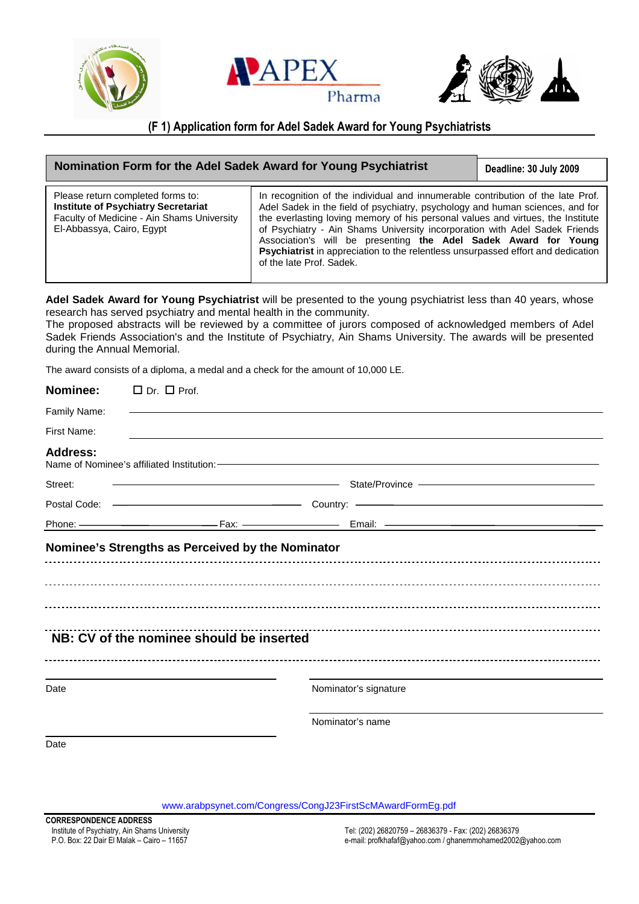## (F 1) Application form for Adel Sadek Award for Young Psychiatrists

| **Nomination Form for the Adel Sadek Award for Young Psychiatrist** | **Deadline: 30 July 2009** |
|---|---|
| Please return completed forms to: **Institute of Psychiatry Secretariat** Faculty of Medicine - Ain Shams University El-Abbassya, Cairo, Egypt | In recognition of the individual and innumerable contribution of the late Prof. Adel Sadek in the field of psychiatry, psychology and human sciences, and for the everlasting loving memory of his personal values and virtues, the Institute of Psychiatry - Ain Shams University incorporation with Adel Sadek Friends Association's will be presenting **the Adel Sadek Award for Young Psychiatrist** in appreciation to the relentless unsurpassed effort and dedication of the late Prof. Sadek. |

**Adel Sadek Award for Young Psychiatrist** will be presented to the young psychiatrist less than 40 years, whose research has served psychiatry and mental health in the community.
The proposed abstracts will be reviewed by a committee of jurors composed of acknowledged members of Adel Sadek Friends Association's and the Institute of Psychiatry, Ain Shams University. The awards will be presented during the Annual Memorial.

The award consists of a diploma, a medal and a check for the amount of 10,000 LE.

**Nominee:** ☐ Dr. ☐ Prof.

Family Name: ______________________

First Name: ______________________

**Address:**

Name of Nominee's affiliated Institution: ______________________

Street: ______________________ State/Province ______________________

Postal Code: ______________________ Country: ______________________

Phone: ______________ Fax: ______________ Email: ______________

### Nominee's Strengths as Perceived by the Nominator

------------------------------------------------------------

------------------------------------------------------------

------------------------------------------------------------

### NB: CV of the nominee should be inserted

------------------------------------------------------------

Date ______________________ Nominator's signature ______________________

Nominator's name ______________________

Date ______________________

www.arabpsynet.com/Congress/CongJ23FirstScMAwardFormEg.pdf

**CORRESPONDENCE ADDRESS**
Institute of Psychiatry, Ain Shams University
P.O. Box: 22 Dair El Malak – Cairo – 11657

Tel: (202) 26820759 – 26836379 - Fax: (202) 26836379
e-mail: profkhafaf@yahoo.com / ghanemmohamed2002@yahoo.com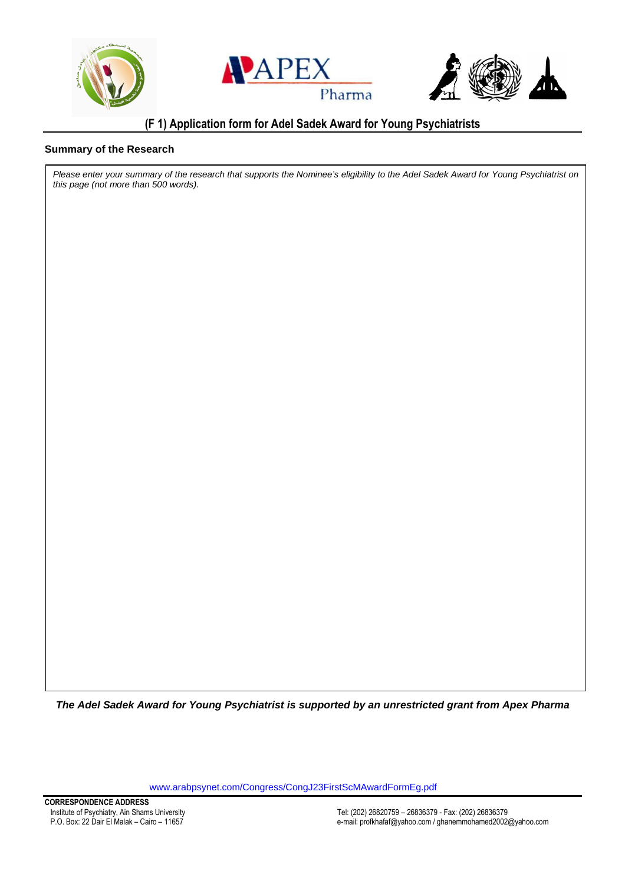## (F 1) Application form for Adel Sadek Award for Young Psychiatrists

### Summary of the Research

*Please enter your summary of the research that supports the Nominee's eligibility to the Adel Sadek Award for Young Psychiatrist on this page (not more than 500 words).*

***The Adel Sadek Award for Young Psychiatrist is supported by an unrestricted grant from Apex Pharma***

www.arabpsynet.com/Congress/CongJ23FirstScMAwardFormEg.pdf

**CORRESPONDENCE ADDRESS**

Institute of Psychiatry, Ain Shams University
P.O. Box: 22 Dair El Malak – Cairo – 11657

Tel: (202) 26820759 – 26836379 - Fax: (202) 26836379
e-mail: profkhafaf@yahoo.com / ghanemmohamed2002@yahoo.com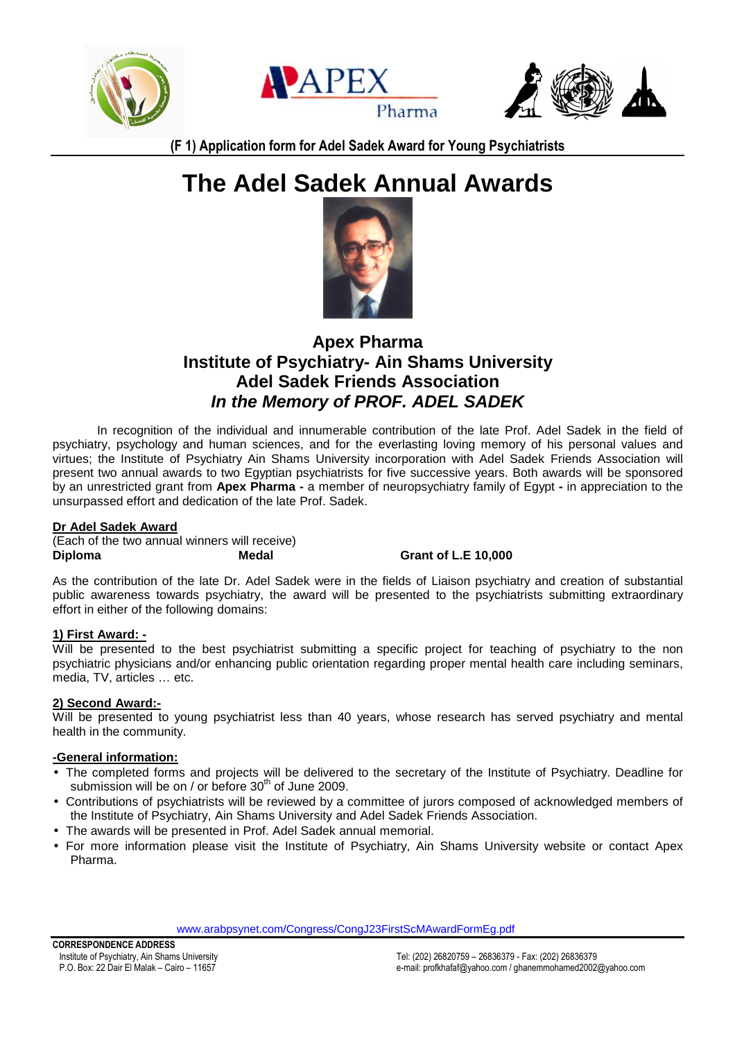(F 1) Application form for Adel Sadek Award for Young Psychiatrists

# The Adel Sadek Annual Awards

## Apex Pharma
## Institute of Psychiatry- Ain Shams University
## Adel Sadek Friends Association
## *In the Memory of PROF. ADEL SADEK*

In recognition of the individual and innumerable contribution of the late Prof. Adel Sadek in the field of psychiatry, psychology and human sciences, and for the everlasting loving memory of his personal values and virtues; the Institute of Psychiatry Ain Shams University incorporation with Adel Sadek Friends Association will present two annual awards to two Egyptian psychiatrists for five successive years. Both awards will be sponsored by an unrestricted grant from **Apex Pharma -** a member of neuropsychiatry family of Egypt **-** in appreciation to the unsurpassed effort and dedication of the late Prof. Sadek.

**Dr Adel Sadek Award**

(Each of the two annual winners will receive)

**Diploma** **Medal** **Grant of L.E 10,000**

As the contribution of the late Dr. Adel Sadek were in the fields of Liaison psychiatry and creation of substantial public awareness towards psychiatry, the award will be presented to the psychiatrists submitting extraordinary effort in either of the following domains:

**1) First Award: -**

Will be presented to the best psychiatrist submitting a specific project for teaching of psychiatry to the non psychiatric physicians and/or enhancing public orientation regarding proper mental health care including seminars, media, TV, articles … etc.

**2) Second Award:-**

Will be presented to young psychiatrist less than 40 years, whose research has served psychiatry and mental health in the community.

**-General information:**

- The completed forms and projects will be delivered to the secretary of the Institute of Psychiatry. Deadline for submission will be on / or before 30th of June 2009.
- Contributions of psychiatrists will be reviewed by a committee of jurors composed of acknowledged members of the Institute of Psychiatry, Ain Shams University and Adel Sadek Friends Association.
- The awards will be presented in Prof. Adel Sadek annual memorial.
- For more information please visit the Institute of Psychiatry, Ain Shams University website or contact Apex Pharma.

www.arabpsynet.com/Congress/CongJ23FirstScMAwardFormEg.pdf

**CORRESPONDENCE ADDRESS**
Institute of Psychiatry, Ain Shams University
P.O. Box: 22 Dair El Malak – Cairo – 11657

Tel: (202) 26820759 – 26836379 - Fax: (202) 26836379
e-mail: profkhafaf@yahoo.com / ghanemmohamed2002@yahoo.com